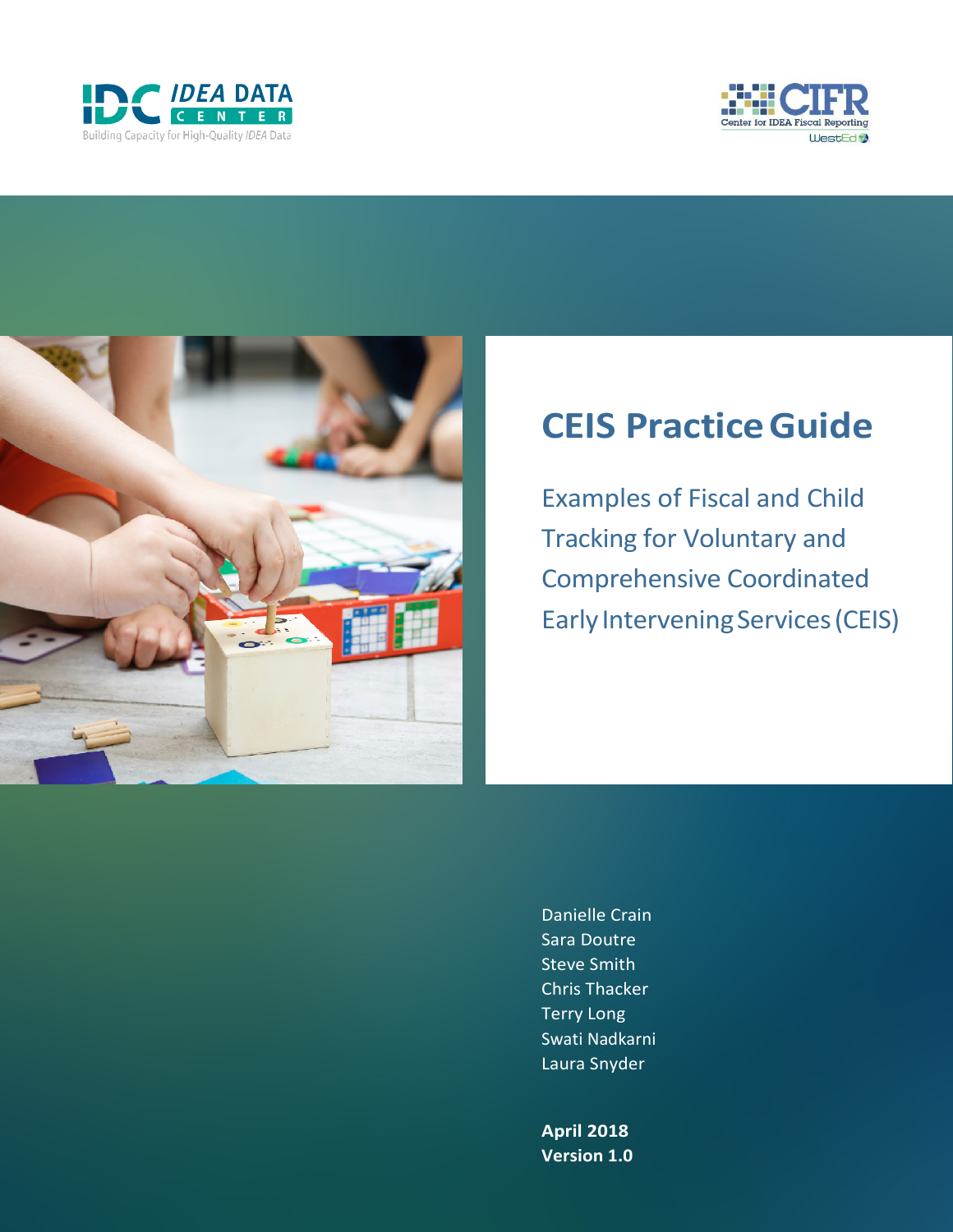IDC IDEA DATA CENTER

Building Capacity for High-Quality IDEA Data

CIFR Center for IDEA Fiscal Reporting

WestEd

# CEIS Practice Guide

## Examples of Fiscal and Child Tracking for Voluntary and Comprehensive Coordinated Early Intervening Services (CEIS)

Danielle Crain
Sara Doutre
Steve Smith
Chris Thacker
Terry Long
Swati Nadkarni
Laura Snyder

**April 2018**
**Version 1.0**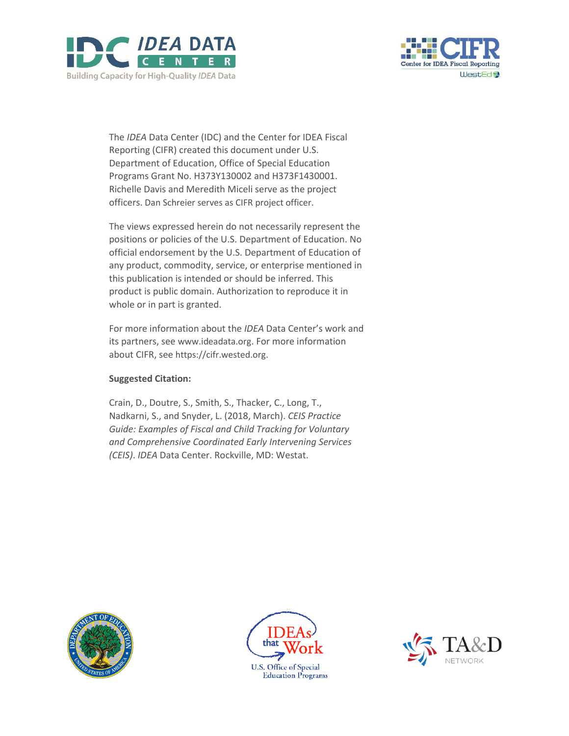The *IDEA* Data Center (IDC) and the Center for IDEA Fiscal Reporting (CIFR) created this document under U.S. Department of Education, Office of Special Education Programs Grant No. H373Y130002 and H373F1430001. Richelle Davis and Meredith Miceli serve as the project officers. Dan Schreier serves as CIFR project officer.

The views expressed herein do not necessarily represent the positions or policies of the U.S. Department of Education. No official endorsement by the U.S. Department of Education of any product, commodity, service, or enterprise mentioned in this publication is intended or should be inferred. This product is public domain. Authorization to reproduce it in whole or in part is granted.

For more information about the *IDEA* Data Center's work and its partners, see www.ideadata.org. For more information about CIFR, see https://cifr.wested.org.

**Suggested Citation:**

Crain, D., Doutre, S., Smith, S., Thacker, C., Long, T., Nadkarni, S., and Snyder, L. (2018, March). *CEIS Practice Guide: Examples of Fiscal and Child Tracking for Voluntary and Comprehensive Coordinated Early Intervening Services (CEIS)*. *IDEA* Data Center. Rockville, MD: Westat.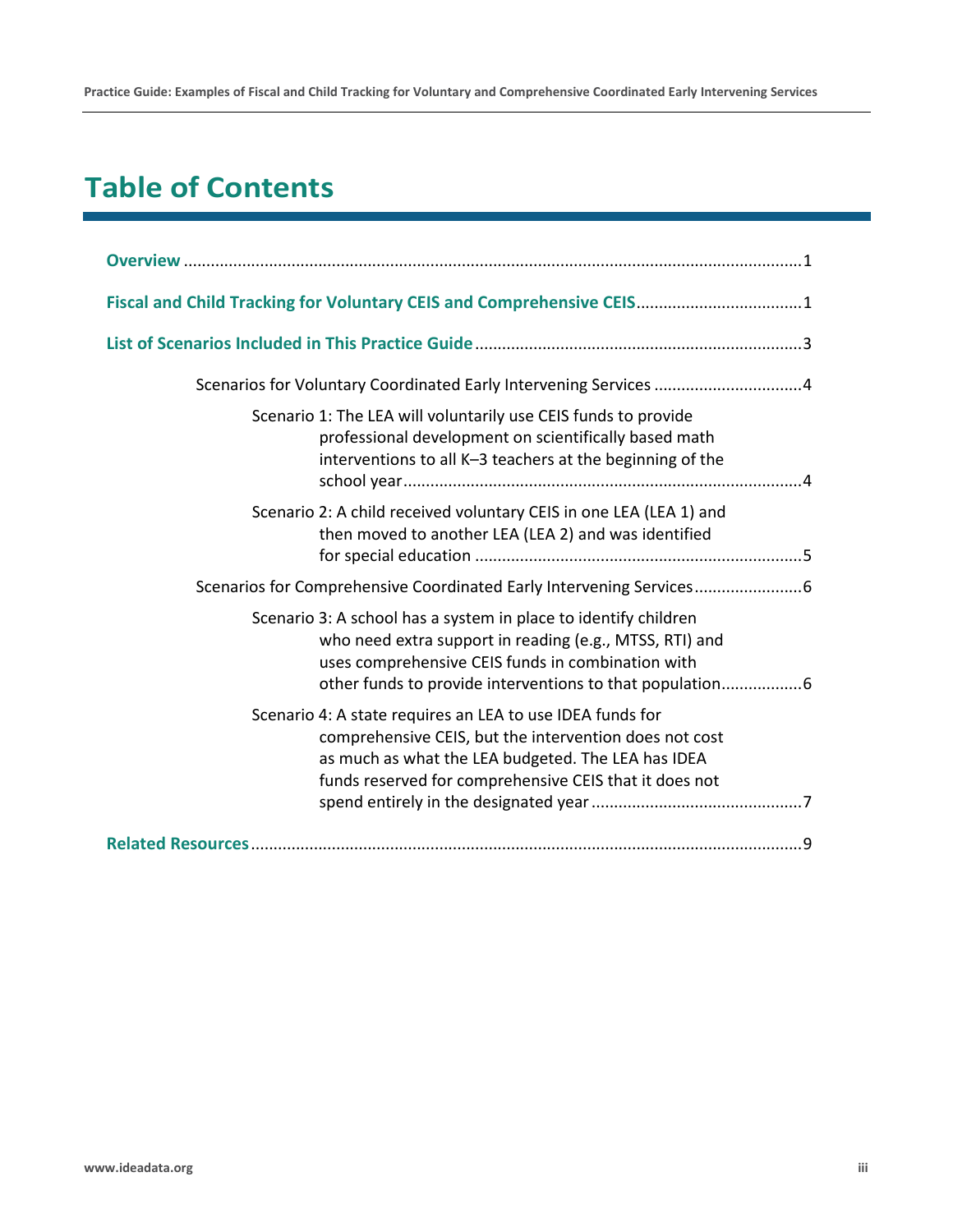# Table of Contents

**Overview** ........................................................................................................................................1

**Fiscal and Child Tracking for Voluntary CEIS and Comprehensive CEIS**....................................1

**List of Scenarios Included in This Practice Guide** .......................................................................3

- Scenarios for Voluntary Coordinated Early Intervening Services ................................4
  - Scenario 1: The LEA will voluntarily use CEIS funds to provide professional development on scientifically based math interventions to all K–3 teachers at the beginning of the school year.......................................................................................4
  - Scenario 2: A child received voluntary CEIS in one LEA (LEA 1) and then moved to another LEA (LEA 2) and was identified for special education .......................................................................5
- Scenarios for Comprehensive Coordinated Early Intervening Services........................6
  - Scenario 3: A school has a system in place to identify children who need extra support in reading (e.g., MTSS, RTI) and uses comprehensive CEIS funds in combination with other funds to provide interventions to that population.................6
  - Scenario 4: A state requires an LEA to use IDEA funds for comprehensive CEIS, but the intervention does not cost as much as what the LEA budgeted. The LEA has IDEA funds reserved for comprehensive CEIS that it does not spend entirely in the designated year ..............................................7

**Related Resources**.........................................................................................................................9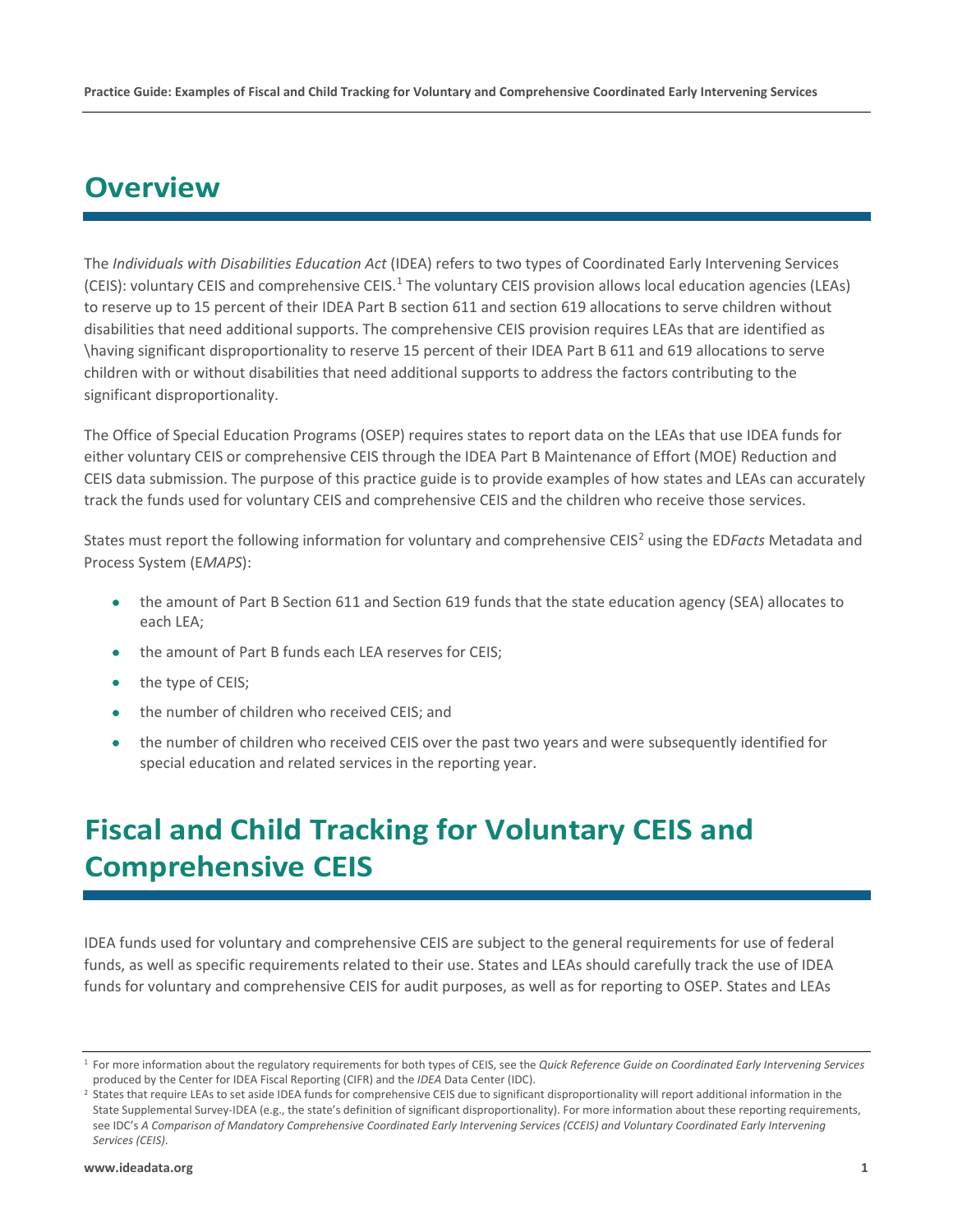# Overview

The *Individuals with Disabilities Education Act* (IDEA) refers to two types of Coordinated Early Intervening Services (CEIS): voluntary CEIS and comprehensive CEIS.[1] The voluntary CEIS provision allows local education agencies (LEAs) to reserve up to 15 percent of their IDEA Part B section 611 and section 619 allocations to serve children without disabilities that need additional supports. The comprehensive CEIS provision requires LEAs that are identified as \having significant disproportionality to reserve 15 percent of their IDEA Part B 611 and 619 allocations to serve children with or without disabilities that need additional supports to address the factors contributing to the significant disproportionality.

The Office of Special Education Programs (OSEP) requires states to report data on the LEAs that use IDEA funds for either voluntary CEIS or comprehensive CEIS through the IDEA Part B Maintenance of Effort (MOE) Reduction and CEIS data submission. The purpose of this practice guide is to provide examples of how states and LEAs can accurately track the funds used for voluntary CEIS and comprehensive CEIS and the children who receive those services.

States must report the following information for voluntary and comprehensive CEIS[2] using the ED*Facts* Metadata and Process System (E*MAPS*):

- the amount of Part B Section 611 and Section 619 funds that the state education agency (SEA) allocates to each LEA;
- the amount of Part B funds each LEA reserves for CEIS;
- the type of CEIS;
- the number of children who received CEIS; and
- the number of children who received CEIS over the past two years and were subsequently identified for special education and related services in the reporting year.

# Fiscal and Child Tracking for Voluntary CEIS and Comprehensive CEIS

IDEA funds used for voluntary and comprehensive CEIS are subject to the general requirements for use of federal funds, as well as specific requirements related to their use. States and LEAs should carefully track the use of IDEA funds for voluntary and comprehensive CEIS for audit purposes, as well as for reporting to OSEP. States and LEAs

---

[1] For more information about the regulatory requirements for both types of CEIS, see the *Quick Reference Guide on Coordinated Early Intervening Services* produced by the Center for IDEA Fiscal Reporting (CIFR) and the *IDEA* Data Center (IDC).

[2] States that require LEAs to set aside IDEA funds for comprehensive CEIS due to significant disproportionality will report additional information in the State Supplemental Survey-IDEA (e.g., the state's definition of significant disproportionality). For more information about these reporting requirements, see IDC's *A Comparison of Mandatory Comprehensive Coordinated Early Intervening Services (CCEIS) and Voluntary Coordinated Early Intervening Services (CEIS)*.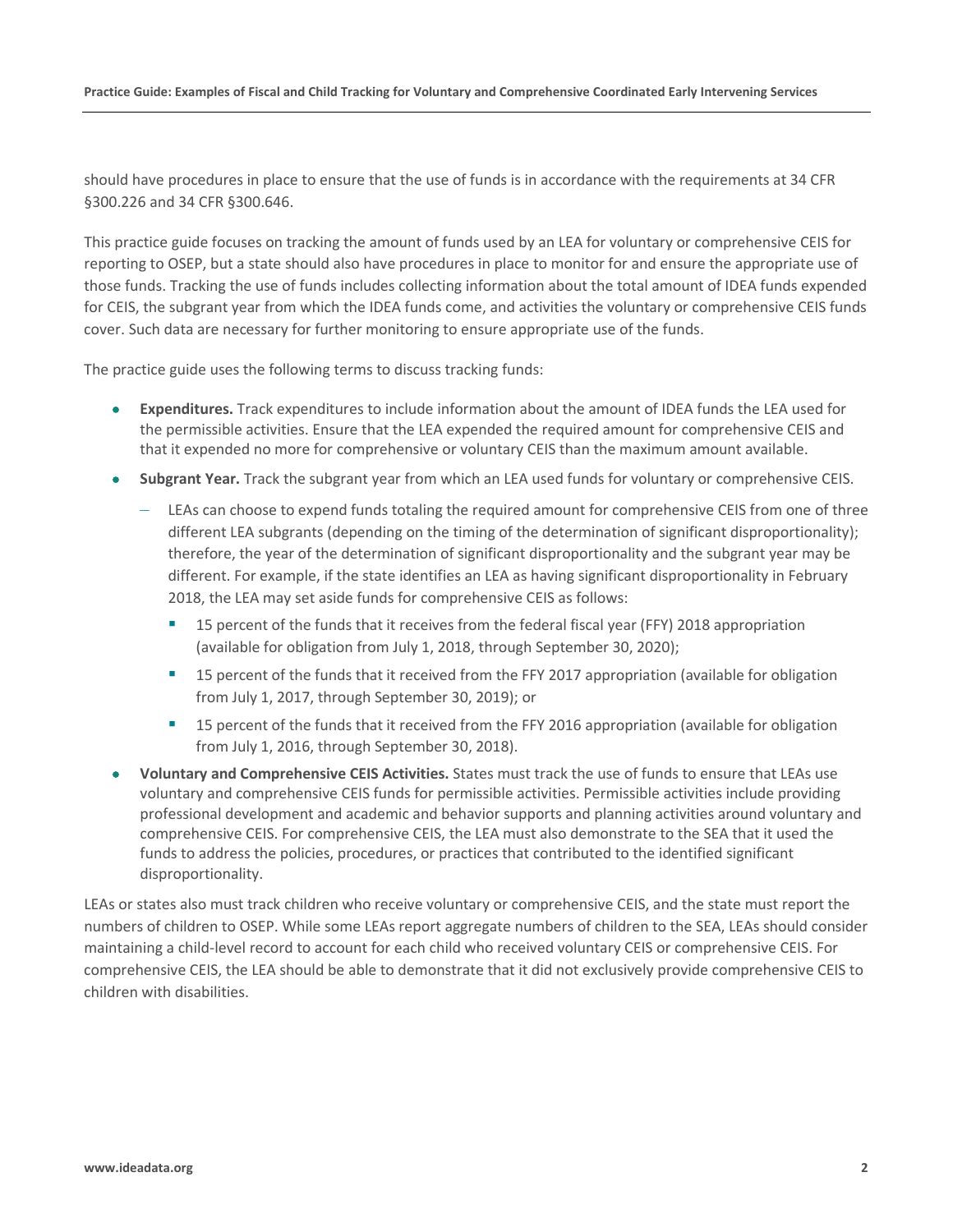should have procedures in place to ensure that the use of funds is in accordance with the requirements at 34 CFR §300.226 and 34 CFR §300.646.

This practice guide focuses on tracking the amount of funds used by an LEA for voluntary or comprehensive CEIS for reporting to OSEP, but a state should also have procedures in place to monitor for and ensure the appropriate use of those funds. Tracking the use of funds includes collecting information about the total amount of IDEA funds expended for CEIS, the subgrant year from which the IDEA funds come, and activities the voluntary or comprehensive CEIS funds cover. Such data are necessary for further monitoring to ensure appropriate use of the funds.

The practice guide uses the following terms to discuss tracking funds:

- **Expenditures.** Track expenditures to include information about the amount of IDEA funds the LEA used for the permissible activities. Ensure that the LEA expended the required amount for comprehensive CEIS and that it expended no more for comprehensive or voluntary CEIS than the maximum amount available.
- **Subgrant Year.** Track the subgrant year from which an LEA used funds for voluntary or comprehensive CEIS.
  - LEAs can choose to expend funds totaling the required amount for comprehensive CEIS from one of three different LEA subgrants (depending on the timing of the determination of significant disproportionality); therefore, the year of the determination of significant disproportionality and the subgrant year may be different. For example, if the state identifies an LEA as having significant disproportionality in February 2018, the LEA may set aside funds for comprehensive CEIS as follows:
    - 15 percent of the funds that it receives from the federal fiscal year (FFY) 2018 appropriation (available for obligation from July 1, 2018, through September 30, 2020);
    - 15 percent of the funds that it received from the FFY 2017 appropriation (available for obligation from July 1, 2017, through September 30, 2019); or
    - 15 percent of the funds that it received from the FFY 2016 appropriation (available for obligation from July 1, 2016, through September 30, 2018).
- **Voluntary and Comprehensive CEIS Activities.** States must track the use of funds to ensure that LEAs use voluntary and comprehensive CEIS funds for permissible activities. Permissible activities include providing professional development and academic and behavior supports and planning activities around voluntary and comprehensive CEIS. For comprehensive CEIS, the LEA must also demonstrate to the SEA that it used the funds to address the policies, procedures, or practices that contributed to the identified significant disproportionality.

LEAs or states also must track children who receive voluntary or comprehensive CEIS, and the state must report the numbers of children to OSEP. While some LEAs report aggregate numbers of children to the SEA, LEAs should consider maintaining a child-level record to account for each child who received voluntary CEIS or comprehensive CEIS. For comprehensive CEIS, the LEA should be able to demonstrate that it did not exclusively provide comprehensive CEIS to children with disabilities.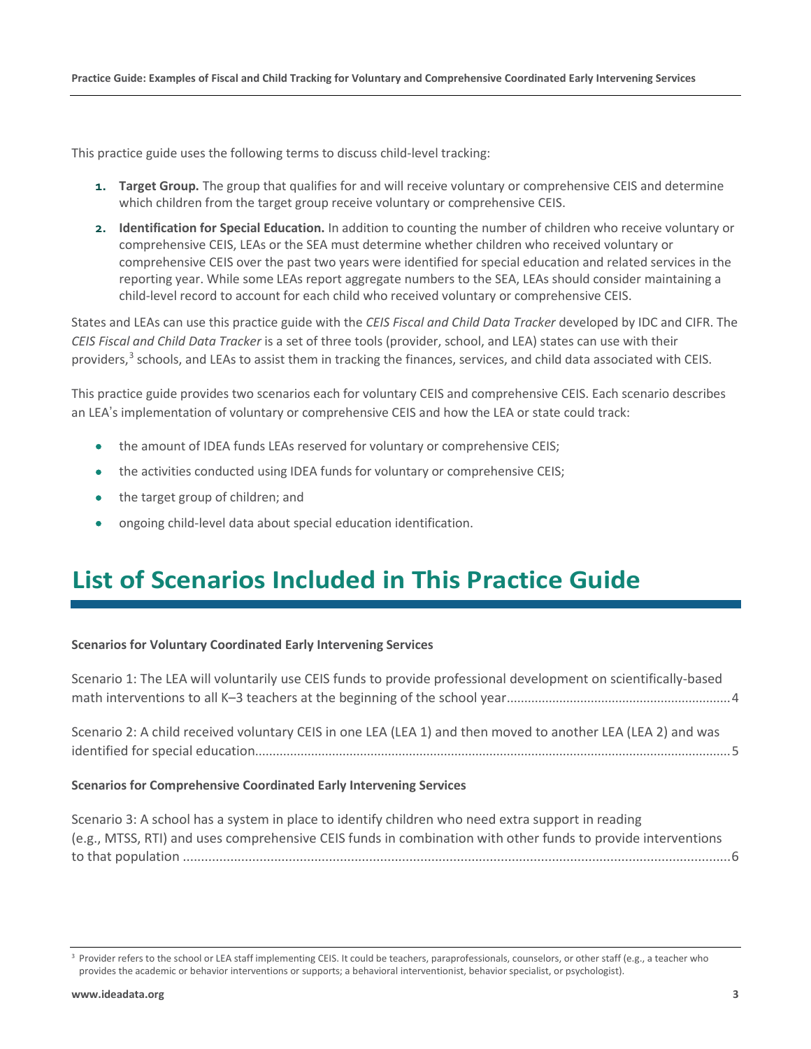This practice guide uses the following terms to discuss child-level tracking:

1. **Target Group.** The group that qualifies for and will receive voluntary or comprehensive CEIS and determine which children from the target group receive voluntary or comprehensive CEIS.
2. **Identification for Special Education.** In addition to counting the number of children who receive voluntary or comprehensive CEIS, LEAs or the SEA must determine whether children who received voluntary or comprehensive CEIS over the past two years were identified for special education and related services in the reporting year. While some LEAs report aggregate numbers to the SEA, LEAs should consider maintaining a child-level record to account for each child who received voluntary or comprehensive CEIS.

States and LEAs can use this practice guide with the *CEIS Fiscal and Child Data Tracker* developed by IDC and CIFR. The *CEIS Fiscal and Child Data Tracker* is a set of three tools (provider, school, and LEA) states can use with their providers,[3] schools, and LEAs to assist them in tracking the finances, services, and child data associated with CEIS.

This practice guide provides two scenarios each for voluntary CEIS and comprehensive CEIS. Each scenario describes an LEA's implementation of voluntary or comprehensive CEIS and how the LEA or state could track:

- the amount of IDEA funds LEAs reserved for voluntary or comprehensive CEIS;
- the activities conducted using IDEA funds for voluntary or comprehensive CEIS;
- the target group of children; and
- ongoing child-level data about special education identification.

# List of Scenarios Included in This Practice Guide

**Scenarios for Voluntary Coordinated Early Intervening Services**

Scenario 1: The LEA will voluntarily use CEIS funds to provide professional development on scientifically-based math interventions to all K–3 teachers at the beginning of the school year....4

Scenario 2: A child received voluntary CEIS in one LEA (LEA 1) and then moved to another LEA (LEA 2) and was identified for special education....5

**Scenarios for Comprehensive Coordinated Early Intervening Services**

Scenario 3: A school has a system in place to identify children who need extra support in reading (e.g., MTSS, RTI) and uses comprehensive CEIS funds in combination with other funds to provide interventions to that population ....6

[3] Provider refers to the school or LEA staff implementing CEIS. It could be teachers, paraprofessionals, counselors, or other staff (e.g., a teacher who provides the academic or behavior interventions or supports; a behavioral interventionist, behavior specialist, or psychologist).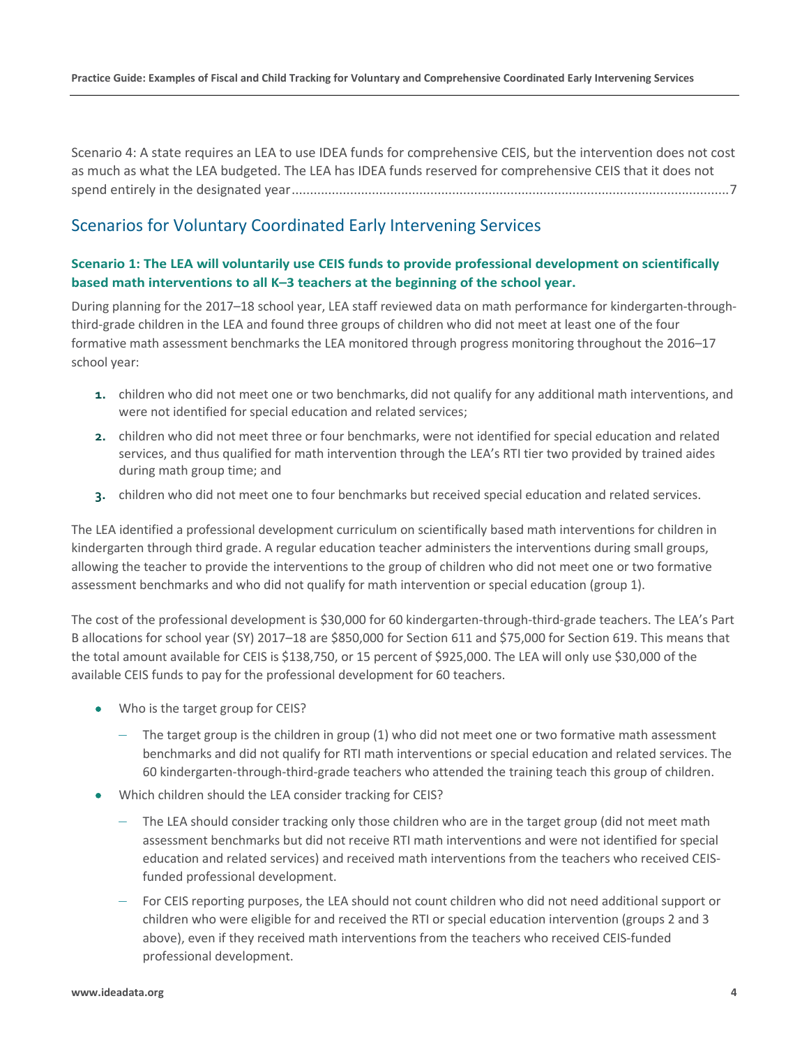Scenario 4: A state requires an LEA to use IDEA funds for comprehensive CEIS, but the intervention does not cost as much as what the LEA budgeted. The LEA has IDEA funds reserved for comprehensive CEIS that it does not spend entirely in the designated year........................................................................................................................7

## Scenarios for Voluntary Coordinated Early Intervening Services

### Scenario 1: The LEA will voluntarily use CEIS funds to provide professional development on scientifically based math interventions to all K–3 teachers at the beginning of the school year.

During planning for the 2017–18 school year, LEA staff reviewed data on math performance for kindergarten-through-third-grade children in the LEA and found three groups of children who did not meet at least one of the four formative math assessment benchmarks the LEA monitored through progress monitoring throughout the 2016–17 school year:

1. children who did not meet one or two benchmarks, did not qualify for any additional math interventions, and were not identified for special education and related services;
2. children who did not meet three or four benchmarks, were not identified for special education and related services, and thus qualified for math intervention through the LEA's RTI tier two provided by trained aides during math group time; and
3. children who did not meet one to four benchmarks but received special education and related services.

The LEA identified a professional development curriculum on scientifically based math interventions for children in kindergarten through third grade. A regular education teacher administers the interventions during small groups, allowing the teacher to provide the interventions to the group of children who did not meet one or two formative assessment benchmarks and who did not qualify for math intervention or special education (group 1).

The cost of the professional development is $30,000 for 60 kindergarten-through-third-grade teachers. The LEA's Part B allocations for school year (SY) 2017–18 are $850,000 for Section 611 and $75,000 for Section 619. This means that the total amount available for CEIS is $138,750, or 15 percent of $925,000. The LEA will only use $30,000 of the available CEIS funds to pay for the professional development for 60 teachers.

- Who is the target group for CEIS?
  - The target group is the children in group (1) who did not meet one or two formative math assessment benchmarks and did not qualify for RTI math interventions or special education and related services. The 60 kindergarten-through-third-grade teachers who attended the training teach this group of children.
- Which children should the LEA consider tracking for CEIS?
  - The LEA should consider tracking only those children who are in the target group (did not meet math assessment benchmarks but did not receive RTI math interventions and were not identified for special education and related services) and received math interventions from the teachers who received CEIS-funded professional development.
  - For CEIS reporting purposes, the LEA should not count children who did not need additional support or children who were eligible for and received the RTI or special education intervention (groups 2 and 3 above), even if they received math interventions from the teachers who received CEIS-funded professional development.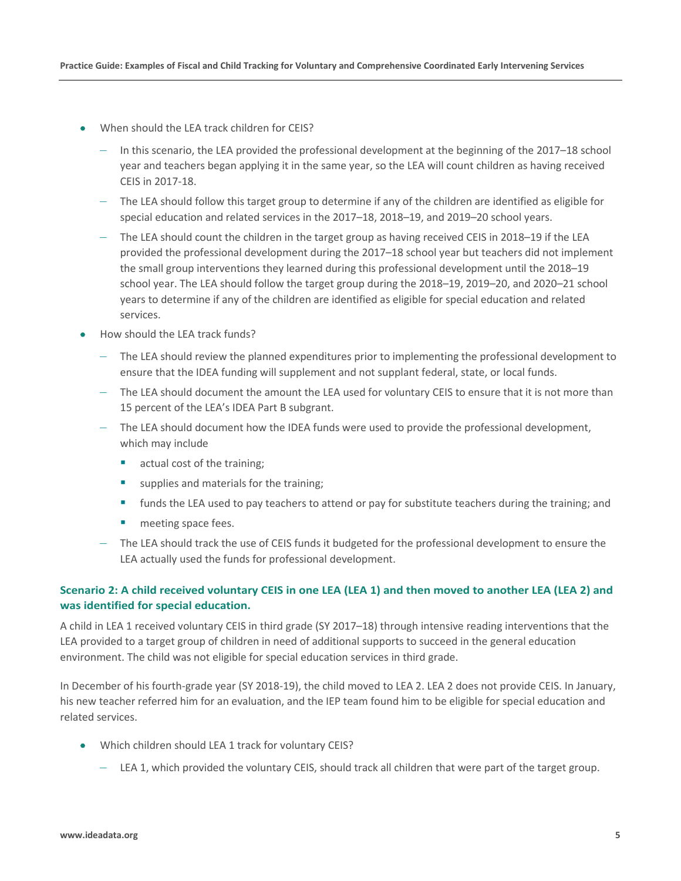- When should the LEA track children for CEIS?
  - In this scenario, the LEA provided the professional development at the beginning of the 2017–18 school year and teachers began applying it in the same year, so the LEA will count children as having received CEIS in 2017-18.
  - The LEA should follow this target group to determine if any of the children are identified as eligible for special education and related services in the 2017–18, 2018–19, and 2019–20 school years.
  - The LEA should count the children in the target group as having received CEIS in 2018–19 if the LEA provided the professional development during the 2017–18 school year but teachers did not implement the small group interventions they learned during this professional development until the 2018–19 school year. The LEA should follow the target group during the 2018–19, 2019–20, and 2020–21 school years to determine if any of the children are identified as eligible for special education and related services.
- How should the LEA track funds?
  - The LEA should review the planned expenditures prior to implementing the professional development to ensure that the IDEA funding will supplement and not supplant federal, state, or local funds.
  - The LEA should document the amount the LEA used for voluntary CEIS to ensure that it is not more than 15 percent of the LEA's IDEA Part B subgrant.
  - The LEA should document how the IDEA funds were used to provide the professional development, which may include
    - actual cost of the training;
    - supplies and materials for the training;
    - funds the LEA used to pay teachers to attend or pay for substitute teachers during the training; and
    - meeting space fees.
  - The LEA should track the use of CEIS funds it budgeted for the professional development to ensure the LEA actually used the funds for professional development.

### Scenario 2: A child received voluntary CEIS in one LEA (LEA 1) and then moved to another LEA (LEA 2) and was identified for special education.

A child in LEA 1 received voluntary CEIS in third grade (SY 2017–18) through intensive reading interventions that the LEA provided to a target group of children in need of additional supports to succeed in the general education environment. The child was not eligible for special education services in third grade.

In December of his fourth-grade year (SY 2018-19), the child moved to LEA 2. LEA 2 does not provide CEIS. In January, his new teacher referred him for an evaluation, and the IEP team found him to be eligible for special education and related services.

- Which children should LEA 1 track for voluntary CEIS?
  - LEA 1, which provided the voluntary CEIS, should track all children that were part of the target group.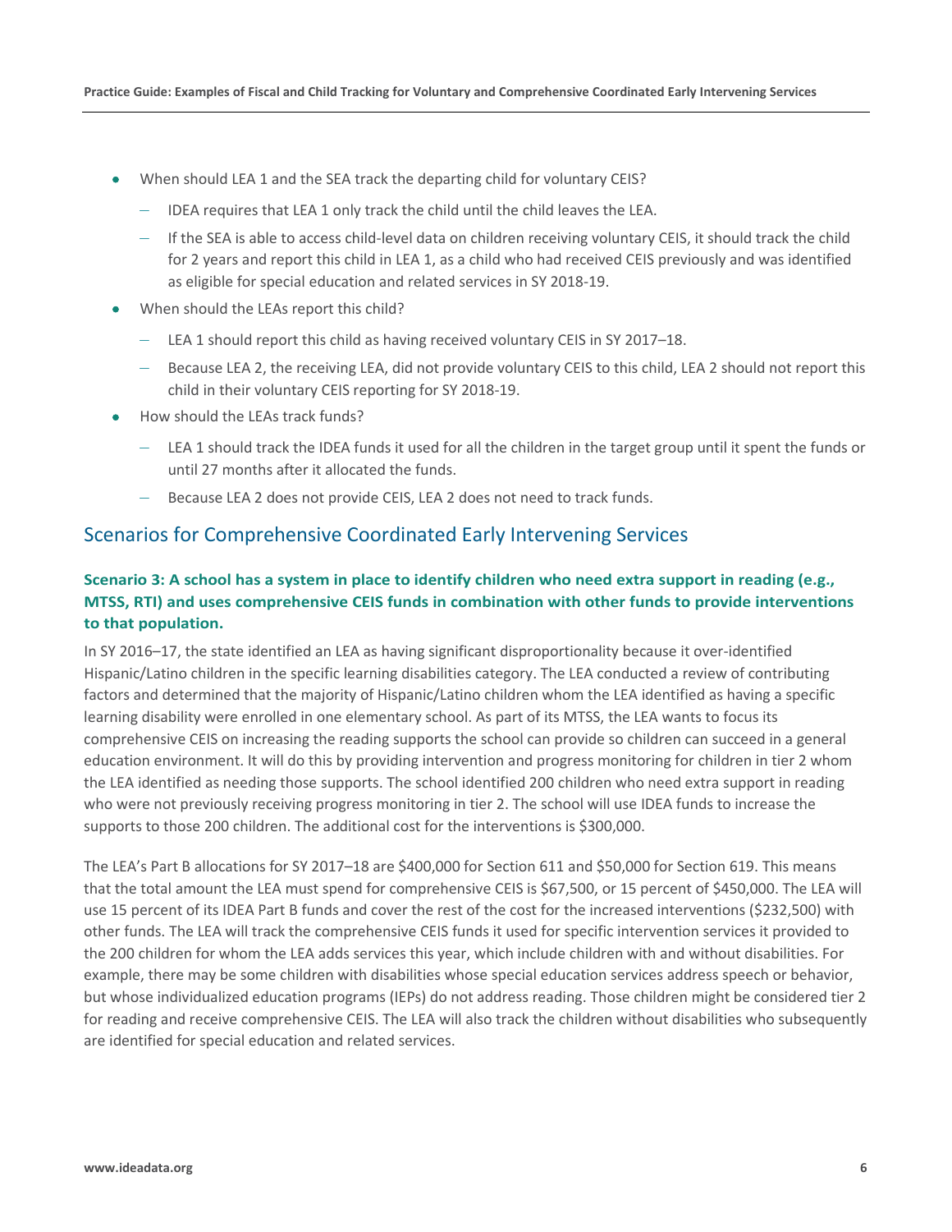- When should LEA 1 and the SEA track the departing child for voluntary CEIS?
  - IDEA requires that LEA 1 only track the child until the child leaves the LEA.
  - If the SEA is able to access child-level data on children receiving voluntary CEIS, it should track the child for 2 years and report this child in LEA 1, as a child who had received CEIS previously and was identified as eligible for special education and related services in SY 2018-19.
- When should the LEAs report this child?
  - LEA 1 should report this child as having received voluntary CEIS in SY 2017–18.
  - Because LEA 2, the receiving LEA, did not provide voluntary CEIS to this child, LEA 2 should not report this child in their voluntary CEIS reporting for SY 2018-19.
- How should the LEAs track funds?
  - LEA 1 should track the IDEA funds it used for all the children in the target group until it spent the funds or until 27 months after it allocated the funds.
  - Because LEA 2 does not provide CEIS, LEA 2 does not need to track funds.

## Scenarios for Comprehensive Coordinated Early Intervening Services

### Scenario 3: A school has a system in place to identify children who need extra support in reading (e.g., MTSS, RTI) and uses comprehensive CEIS funds in combination with other funds to provide interventions to that population.

In SY 2016–17, the state identified an LEA as having significant disproportionality because it over-identified Hispanic/Latino children in the specific learning disabilities category. The LEA conducted a review of contributing factors and determined that the majority of Hispanic/Latino children whom the LEA identified as having a specific learning disability were enrolled in one elementary school. As part of its MTSS, the LEA wants to focus its comprehensive CEIS on increasing the reading supports the school can provide so children can succeed in a general education environment. It will do this by providing intervention and progress monitoring for children in tier 2 whom the LEA identified as needing those supports. The school identified 200 children who need extra support in reading who were not previously receiving progress monitoring in tier 2. The school will use IDEA funds to increase the supports to those 200 children. The additional cost for the interventions is $300,000.

The LEA's Part B allocations for SY 2017–18 are $400,000 for Section 611 and $50,000 for Section 619. This means that the total amount the LEA must spend for comprehensive CEIS is $67,500, or 15 percent of $450,000. The LEA will use 15 percent of its IDEA Part B funds and cover the rest of the cost for the increased interventions ($232,500) with other funds. The LEA will track the comprehensive CEIS funds it used for specific intervention services it provided to the 200 children for whom the LEA adds services this year, which include children with and without disabilities. For example, there may be some children with disabilities whose special education services address speech or behavior, but whose individualized education programs (IEPs) do not address reading. Those children might be considered tier 2 for reading and receive comprehensive CEIS. The LEA will also track the children without disabilities who subsequently are identified for special education and related services.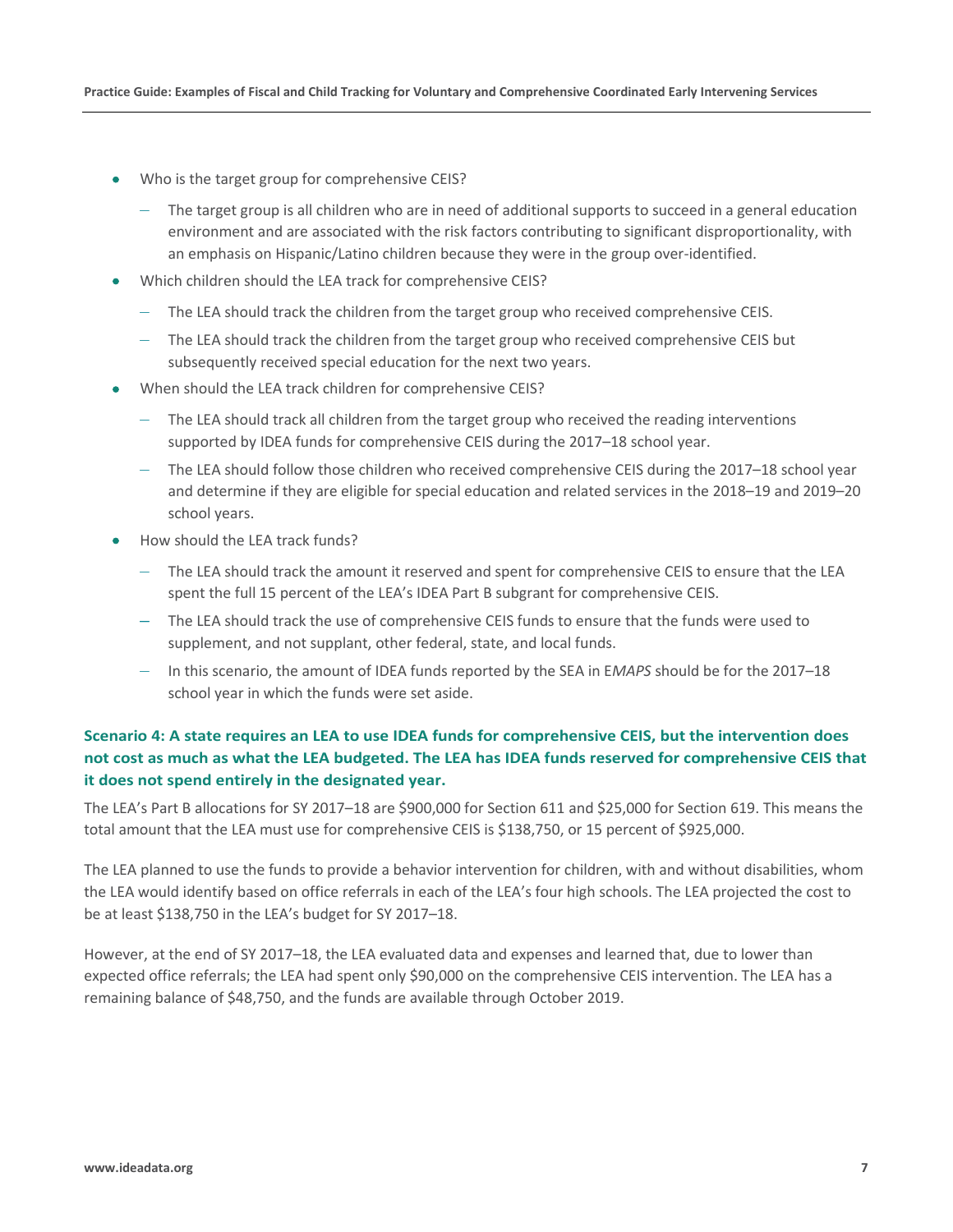- Who is the target group for comprehensive CEIS?
  - The target group is all children who are in need of additional supports to succeed in a general education environment and are associated with the risk factors contributing to significant disproportionality, with an emphasis on Hispanic/Latino children because they were in the group over-identified.
- Which children should the LEA track for comprehensive CEIS?
  - The LEA should track the children from the target group who received comprehensive CEIS.
  - The LEA should track the children from the target group who received comprehensive CEIS but subsequently received special education for the next two years.
- When should the LEA track children for comprehensive CEIS?
  - The LEA should track all children from the target group who received the reading interventions supported by IDEA funds for comprehensive CEIS during the 2017–18 school year.
  - The LEA should follow those children who received comprehensive CEIS during the 2017–18 school year and determine if they are eligible for special education and related services in the 2018–19 and 2019–20 school years.
- How should the LEA track funds?
  - The LEA should track the amount it reserved and spent for comprehensive CEIS to ensure that the LEA spent the full 15 percent of the LEA's IDEA Part B subgrant for comprehensive CEIS.
  - The LEA should track the use of comprehensive CEIS funds to ensure that the funds were used to supplement, and not supplant, other federal, state, and local funds.
  - In this scenario, the amount of IDEA funds reported by the SEA in E*MAPS* should be for the 2017–18 school year in which the funds were set aside.

### Scenario 4: A state requires an LEA to use IDEA funds for comprehensive CEIS, but the intervention does not cost as much as what the LEA budgeted. The LEA has IDEA funds reserved for comprehensive CEIS that it does not spend entirely in the designated year.

The LEA's Part B allocations for SY 2017–18 are $900,000 for Section 611 and $25,000 for Section 619. This means the total amount that the LEA must use for comprehensive CEIS is $138,750, or 15 percent of $925,000.

The LEA planned to use the funds to provide a behavior intervention for children, with and without disabilities, whom the LEA would identify based on office referrals in each of the LEA's four high schools. The LEA projected the cost to be at least $138,750 in the LEA's budget for SY 2017–18.

However, at the end of SY 2017–18, the LEA evaluated data and expenses and learned that, due to lower than expected office referrals; the LEA had spent only $90,000 on the comprehensive CEIS intervention. The LEA has a remaining balance of $48,750, and the funds are available through October 2019.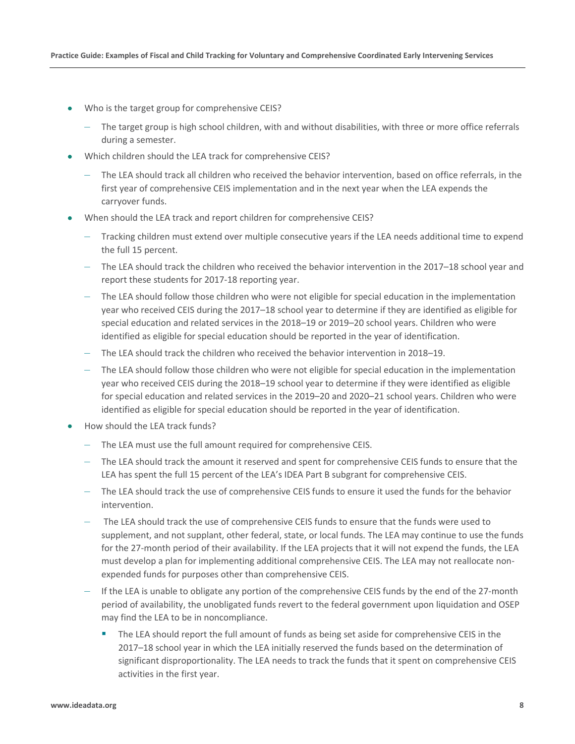- Who is the target group for comprehensive CEIS?
  - The target group is high school children, with and without disabilities, with three or more office referrals during a semester.
- Which children should the LEA track for comprehensive CEIS?
  - The LEA should track all children who received the behavior intervention, based on office referrals, in the first year of comprehensive CEIS implementation and in the next year when the LEA expends the carryover funds.
- When should the LEA track and report children for comprehensive CEIS?
  - Tracking children must extend over multiple consecutive years if the LEA needs additional time to expend the full 15 percent.
  - The LEA should track the children who received the behavior intervention in the 2017–18 school year and report these students for 2017-18 reporting year.
  - The LEA should follow those children who were not eligible for special education in the implementation year who received CEIS during the 2017–18 school year to determine if they are identified as eligible for special education and related services in the 2018–19 or 2019–20 school years. Children who were identified as eligible for special education should be reported in the year of identification.
  - The LEA should track the children who received the behavior intervention in 2018–19.
  - The LEA should follow those children who were not eligible for special education in the implementation year who received CEIS during the 2018–19 school year to determine if they were identified as eligible for special education and related services in the 2019–20 and 2020–21 school years. Children who were identified as eligible for special education should be reported in the year of identification.
- How should the LEA track funds?
  - The LEA must use the full amount required for comprehensive CEIS.
  - The LEA should track the amount it reserved and spent for comprehensive CEIS funds to ensure that the LEA has spent the full 15 percent of the LEA's IDEA Part B subgrant for comprehensive CEIS.
  - The LEA should track the use of comprehensive CEIS funds to ensure it used the funds for the behavior intervention.
  - The LEA should track the use of comprehensive CEIS funds to ensure that the funds were used to supplement, and not supplant, other federal, state, or local funds. The LEA may continue to use the funds for the 27-month period of their availability. If the LEA projects that it will not expend the funds, the LEA must develop a plan for implementing additional comprehensive CEIS. The LEA may not reallocate non-expended funds for purposes other than comprehensive CEIS.
  - If the LEA is unable to obligate any portion of the comprehensive CEIS funds by the end of the 27-month period of availability, the unobligated funds revert to the federal government upon liquidation and OSEP may find the LEA to be in noncompliance.
    - The LEA should report the full amount of funds as being set aside for comprehensive CEIS in the 2017–18 school year in which the LEA initially reserved the funds based on the determination of significant disproportionality. The LEA needs to track the funds that it spent on comprehensive CEIS activities in the first year.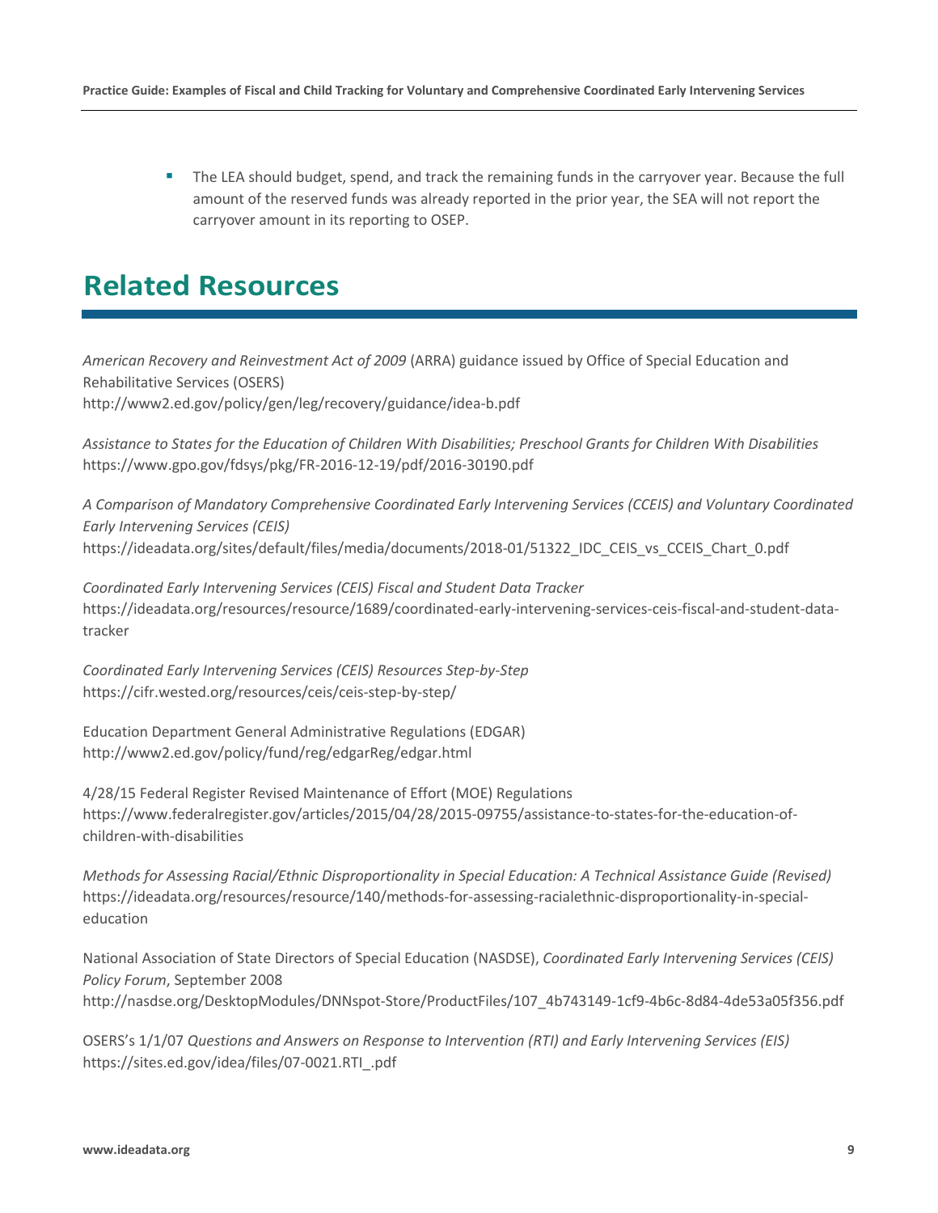- The LEA should budget, spend, and track the remaining funds in the carryover year. Because the full amount of the reserved funds was already reported in the prior year, the SEA will not report the carryover amount in its reporting to OSEP.

## Related Resources

*American Recovery and Reinvestment Act of 2009* (ARRA) guidance issued by Office of Special Education and Rehabilitative Services (OSERS)
http://www2.ed.gov/policy/gen/leg/recovery/guidance/idea-b.pdf

*Assistance to States for the Education of Children With Disabilities; Preschool Grants for Children With Disabilities*
https://www.gpo.gov/fdsys/pkg/FR-2016-12-19/pdf/2016-30190.pdf

*A Comparison of Mandatory Comprehensive Coordinated Early Intervening Services (CCEIS) and Voluntary Coordinated Early Intervening Services (CEIS)*
https://ideadata.org/sites/default/files/media/documents/2018-01/51322_IDC_CEIS_vs_CCEIS_Chart_0.pdf

*Coordinated Early Intervening Services (CEIS) Fiscal and Student Data Tracker*
https://ideadata.org/resources/resource/1689/coordinated-early-intervening-services-ceis-fiscal-and-student-data-tracker

*Coordinated Early Intervening Services (CEIS) Resources Step-by-Step*
https://cifr.wested.org/resources/ceis/ceis-step-by-step/

Education Department General Administrative Regulations (EDGAR)
http://www2.ed.gov/policy/fund/reg/edgarReg/edgar.html

4/28/15 Federal Register Revised Maintenance of Effort (MOE) Regulations
https://www.federalregister.gov/articles/2015/04/28/2015-09755/assistance-to-states-for-the-education-of-children-with-disabilities

*Methods for Assessing Racial/Ethnic Disproportionality in Special Education: A Technical Assistance Guide (Revised)*
https://ideadata.org/resources/resource/140/methods-for-assessing-racialethnic-disproportionality-in-special-education

National Association of State Directors of Special Education (NASDSE), *Coordinated Early Intervening Services (CEIS) Policy Forum*, September 2008
http://nasdse.org/DesktopModules/DNNspot-Store/ProductFiles/107_4b743149-1cf9-4b6c-8d84-4de53a05f356.pdf

OSERS's 1/1/07 *Questions and Answers on Response to Intervention (RTI) and Early Intervening Services (EIS)*
https://sites.ed.gov/idea/files/07-0021.RTI_.pdf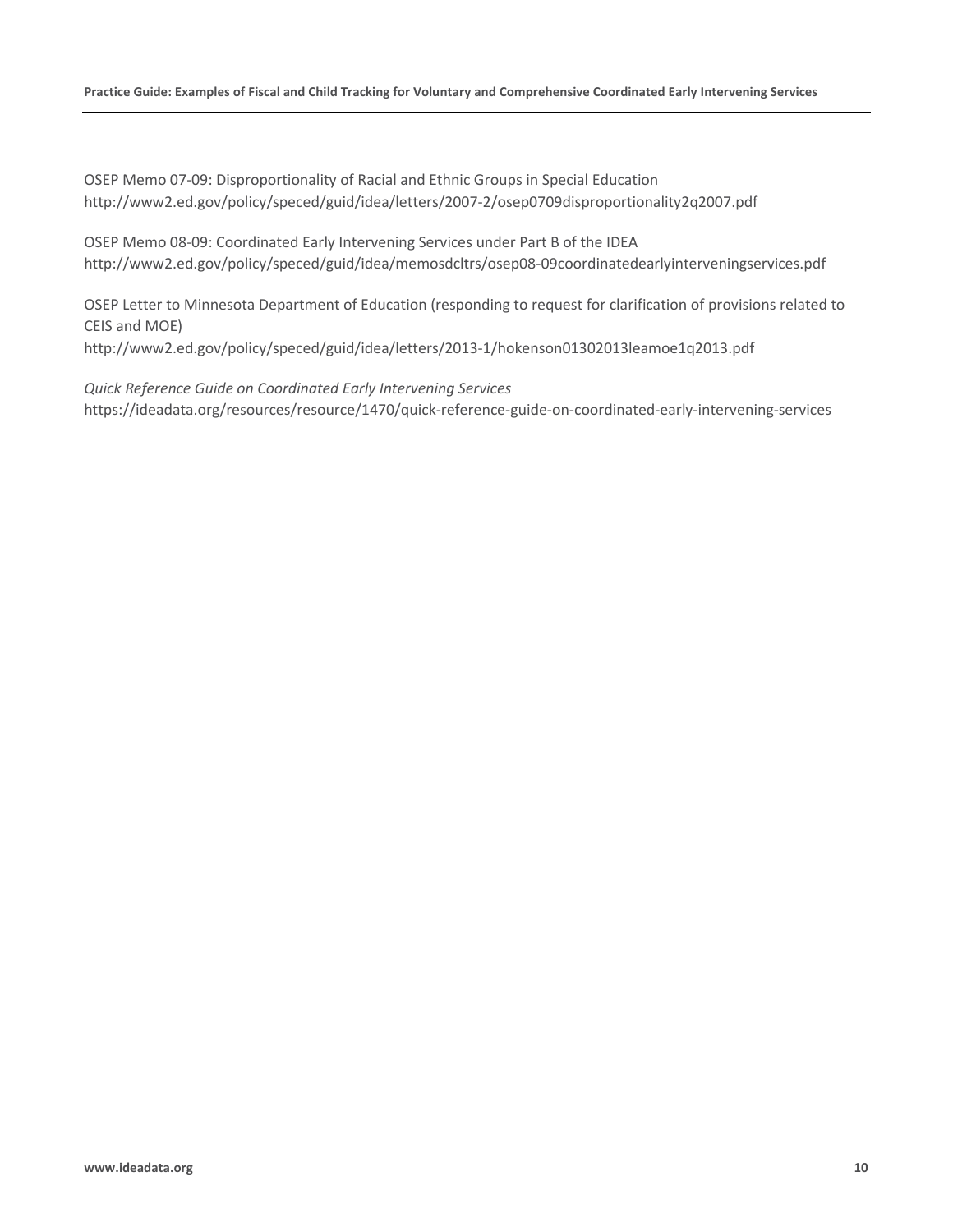OSEP Memo 07-09: Disproportionality of Racial and Ethnic Groups in Special Education
http://www2.ed.gov/policy/speced/guid/idea/letters/2007-2/osep0709disproportionality2q2007.pdf

OSEP Memo 08-09: Coordinated Early Intervening Services under Part B of the IDEA
http://www2.ed.gov/policy/speced/guid/idea/memosdcltrs/osep08-09coordinatedearlyinterveningservices.pdf

OSEP Letter to Minnesota Department of Education (responding to request for clarification of provisions related to CEIS and MOE)
http://www2.ed.gov/policy/speced/guid/idea/letters/2013-1/hokenson01302013leamoe1q2013.pdf

*Quick Reference Guide on Coordinated Early Intervening Services*
https://ideadata.org/resources/resource/1470/quick-reference-guide-on-coordinated-early-intervening-services